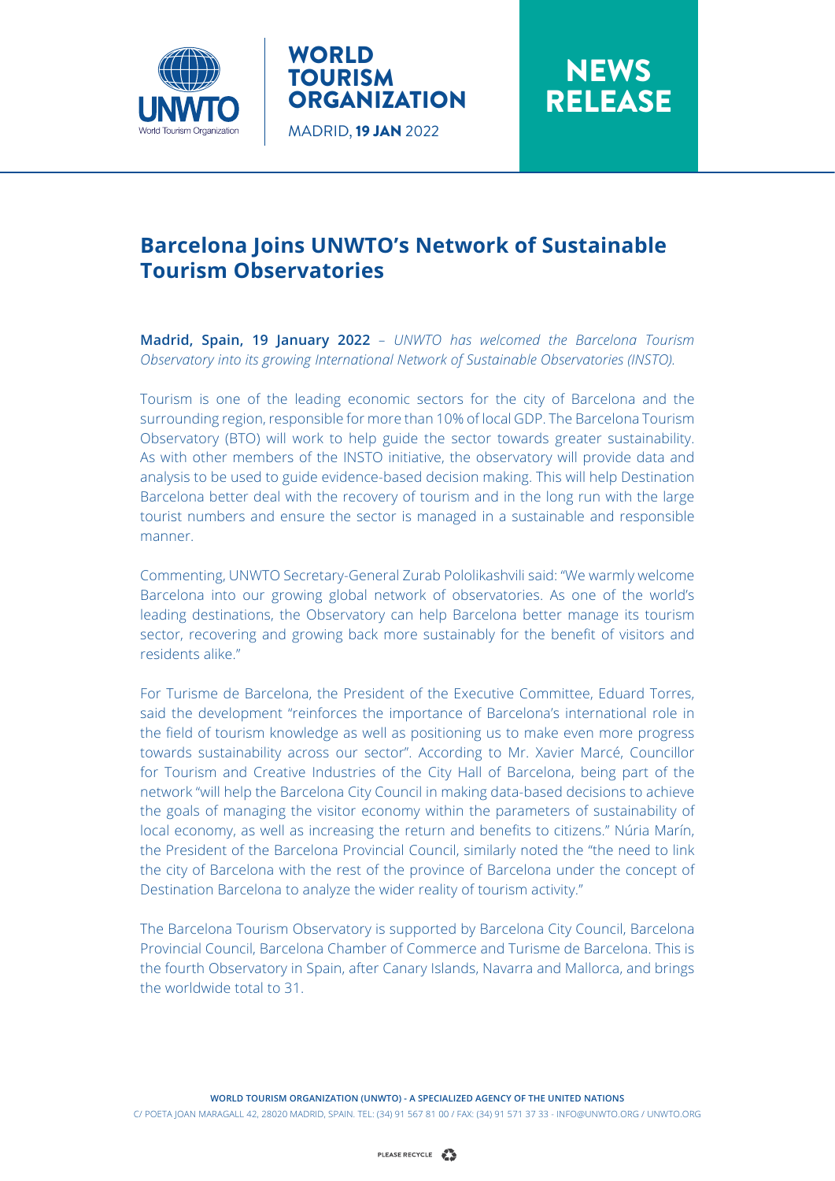WORLD TOURISM ORGANIZATION

MADRID, **19 JAN** 2022

NEWS RELEASE

# Barcelona Joins UNWTO's Network of Sustainable Tourism Observatories

**Madrid, Spain, 19 January 2022** – *UNWTO has welcomed the Barcelona Tourism Observatory into its growing International Network of Sustainable Observatories (INSTO).*

Tourism is one of the leading economic sectors for the city of Barcelona and the surrounding region, responsible for more than 10% of local GDP. The Barcelona Tourism Observatory (BTO) will work to help guide the sector towards greater sustainability. As with other members of the INSTO initiative, the observatory will provide data and analysis to be used to guide evidence-based decision making. This will help Destination Barcelona better deal with the recovery of tourism and in the long run with the large tourist numbers and ensure the sector is managed in a sustainable and responsible manner.

Commenting, UNWTO Secretary-General Zurab Pololikashvili said: "We warmly welcome Barcelona into our growing global network of observatories. As one of the world's leading destinations, the Observatory can help Barcelona better manage its tourism sector, recovering and growing back more sustainably for the benefit of visitors and residents alike."

For Turisme de Barcelona, the President of the Executive Committee, Eduard Torres, said the development "reinforces the importance of Barcelona's international role in the field of tourism knowledge as well as positioning us to make even more progress towards sustainability across our sector". According to Mr. Xavier Marcé, Councillor for Tourism and Creative Industries of the City Hall of Barcelona, being part of the network "will help the Barcelona City Council in making data-based decisions to achieve the goals of managing the visitor economy within the parameters of sustainability of local economy, as well as increasing the return and benefits to citizens." Núria Marín, the President of the Barcelona Provincial Council, similarly noted the "the need to link the city of Barcelona with the rest of the province of Barcelona under the concept of Destination Barcelona to analyze the wider reality of tourism activity."

The Barcelona Tourism Observatory is supported by Barcelona City Council, Barcelona Provincial Council, Barcelona Chamber of Commerce and Turisme de Barcelona. This is the fourth Observatory in Spain, after Canary Islands, Navarra and Mallorca, and brings the worldwide total to 31.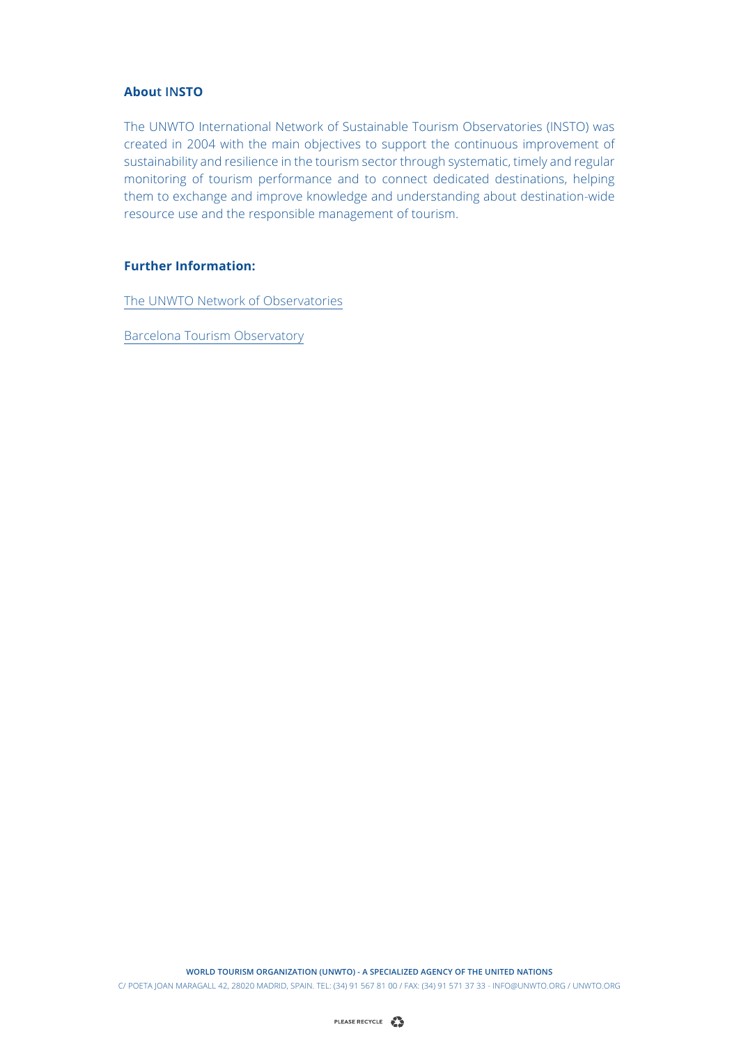### About INSTO

The UNWTO International Network of Sustainable Tourism Observatories (INSTO) was created in 2004 with the main objectives to support the continuous improvement of sustainability and resilience in the tourism sector through systematic, timely and regular monitoring of tourism performance and to connect dedicated destinations, helping them to exchange and improve knowledge and understanding about destination-wide resource use and the responsible management of tourism.

### Further Information:

The UNWTO Network of Observatories

Barcelona Tourism Observatory

**WORLD TOURISM ORGANIZATION (UNWTO) - A SPECIALIZED AGENCY OF THE UNITED NATIONS**

C/ POETA JOAN MARAGALL 42, 28020 MADRID, SPAIN. TEL: (34) 91 567 81 00 / FAX: (34) 91 571 37 33 - INFO@UNWTO.ORG / UNWTO.ORG

PLEASE RECYCLE